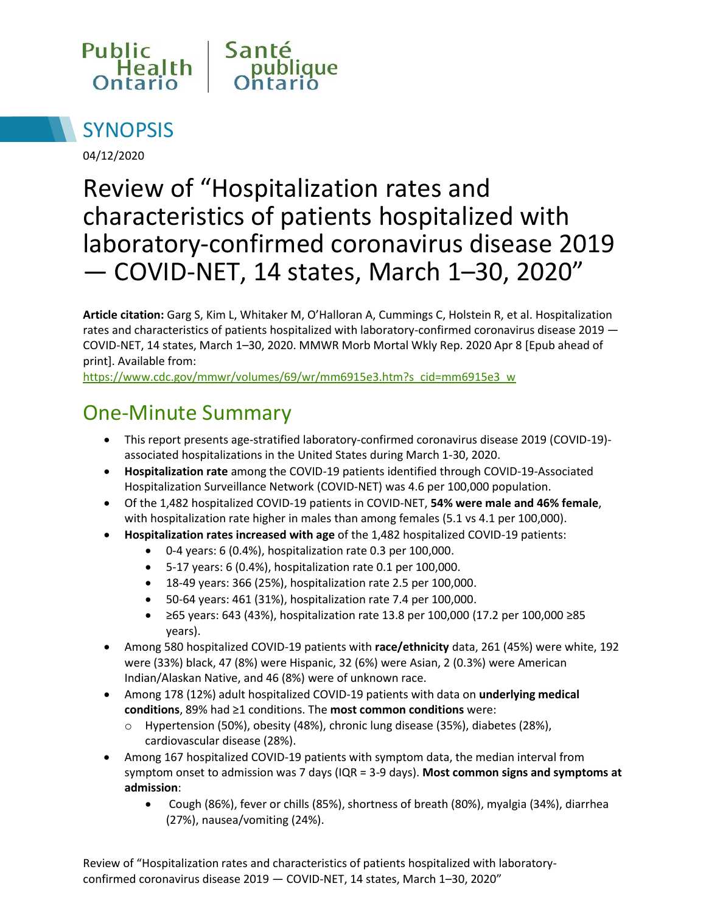Public Health Ontario | Santé publique Ontario

# SYNOPSIS

04/12/2020

# Review of "Hospitalization rates and characteristics of patients hospitalized with laboratory-confirmed coronavirus disease 2019 — COVID-NET, 14 states, March 1–30, 2020"

**Article citation:** Garg S, Kim L, Whitaker M, O'Halloran A, Cummings C, Holstein R, et al. Hospitalization rates and characteristics of patients hospitalized with laboratory-confirmed coronavirus disease 2019 — COVID-NET, 14 states, March 1–30, 2020. MMWR Morb Mortal Wkly Rep. 2020 Apr 8 [Epub ahead of print]. Available from: https://www.cdc.gov/mmwr/volumes/69/wr/mm6915e3.htm?s_cid=mm6915e3_w

## One-Minute Summary

- This report presents age-stratified laboratory-confirmed coronavirus disease 2019 (COVID-19)-associated hospitalizations in the United States during March 1-30, 2020.
- **Hospitalization rate** among the COVID-19 patients identified through COVID-19-Associated Hospitalization Surveillance Network (COVID-NET) was 4.6 per 100,000 population.
- Of the 1,482 hospitalized COVID-19 patients in COVID-NET, **54% were male and 46% female**, with hospitalization rate higher in males than among females (5.1 vs 4.1 per 100,000).
- **Hospitalization rates increased with age** of the 1,482 hospitalized COVID-19 patients:
  - 0-4 years: 6 (0.4%), hospitalization rate 0.3 per 100,000.
  - 5-17 years: 6 (0.4%), hospitalization rate 0.1 per 100,000.
  - 18-49 years: 366 (25%), hospitalization rate 2.5 per 100,000.
  - 50-64 years: 461 (31%), hospitalization rate 7.4 per 100,000.
  - ≥65 years: 643 (43%), hospitalization rate 13.8 per 100,000 (17.2 per 100,000 ≥85 years).
- Among 580 hospitalized COVID-19 patients with **race/ethnicity** data, 261 (45%) were white, 192 were (33%) black, 47 (8%) were Hispanic, 32 (6%) were Asian, 2 (0.3%) were American Indian/Alaskan Native, and 46 (8%) were of unknown race.
- Among 178 (12%) adult hospitalized COVID-19 patients with data on **underlying medical conditions**, 89% had ≥1 conditions. The **most common conditions** were:
  - Hypertension (50%), obesity (48%), chronic lung disease (35%), diabetes (28%), cardiovascular disease (28%).
- Among 167 hospitalized COVID-19 patients with symptom data, the median interval from symptom onset to admission was 7 days (IQR = 3-9 days). **Most common signs and symptoms at admission**:
  - Cough (86%), fever or chills (85%), shortness of breath (80%), myalgia (34%), diarrhea (27%), nausea/vomiting (24%).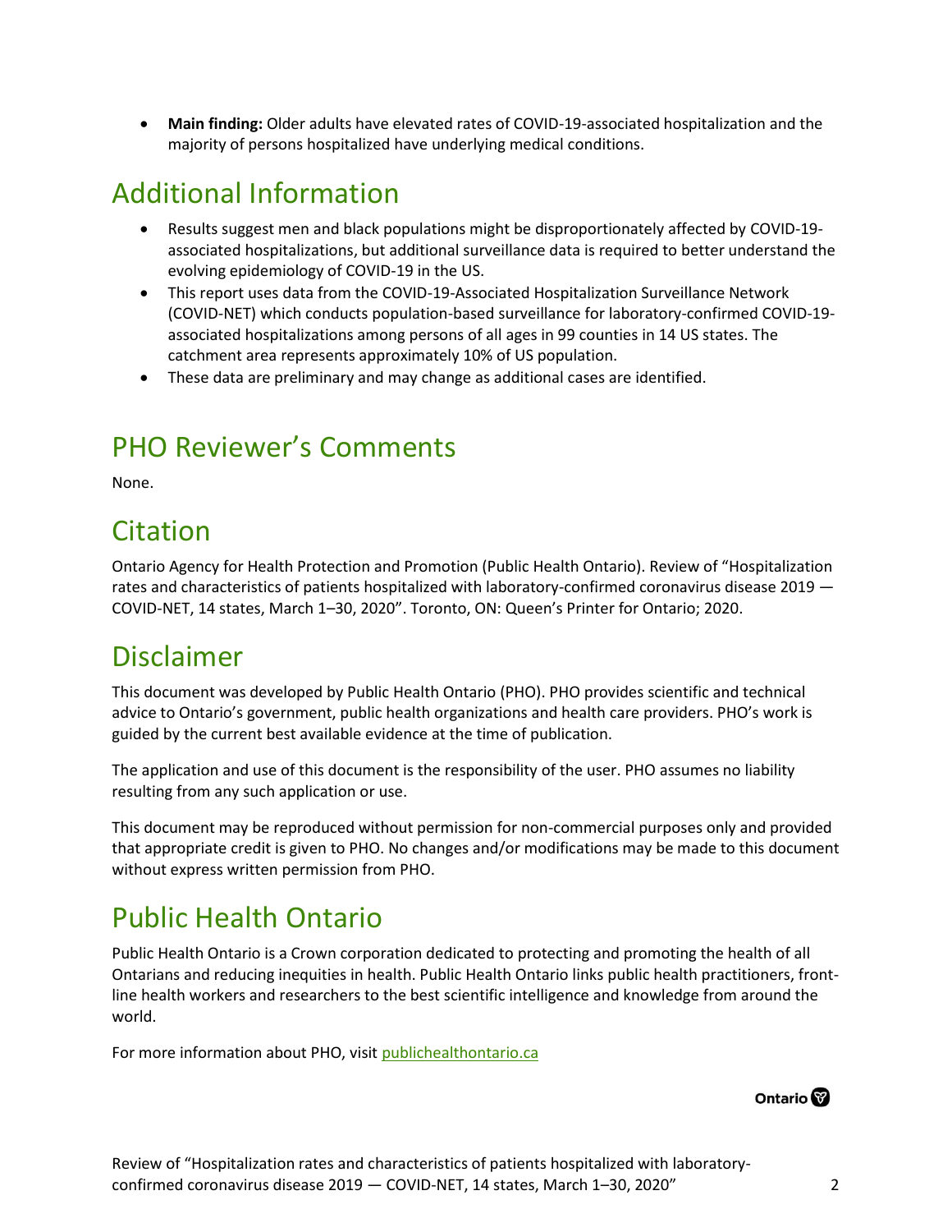- **Main finding:** Older adults have elevated rates of COVID-19-associated hospitalization and the majority of persons hospitalized have underlying medical conditions.

## Additional Information

- Results suggest men and black populations might be disproportionately affected by COVID-19-associated hospitalizations, but additional surveillance data is required to better understand the evolving epidemiology of COVID-19 in the US.
- This report uses data from the COVID-19-Associated Hospitalization Surveillance Network (COVID-NET) which conducts population-based surveillance for laboratory-confirmed COVID-19-associated hospitalizations among persons of all ages in 99 counties in 14 US states. The catchment area represents approximately 10% of US population.
- These data are preliminary and may change as additional cases are identified.

## PHO Reviewer's Comments

None.

## Citation

Ontario Agency for Health Protection and Promotion (Public Health Ontario). Review of "Hospitalization rates and characteristics of patients hospitalized with laboratory-confirmed coronavirus disease 2019 — COVID-NET, 14 states, March 1–30, 2020". Toronto, ON: Queen's Printer for Ontario; 2020.

## Disclaimer

This document was developed by Public Health Ontario (PHO). PHO provides scientific and technical advice to Ontario's government, public health organizations and health care providers. PHO's work is guided by the current best available evidence at the time of publication.

The application and use of this document is the responsibility of the user. PHO assumes no liability resulting from any such application or use.

This document may be reproduced without permission for non-commercial purposes only and provided that appropriate credit is given to PHO. No changes and/or modifications may be made to this document without express written permission from PHO.

## Public Health Ontario

Public Health Ontario is a Crown corporation dedicated to protecting and promoting the health of all Ontarians and reducing inequities in health. Public Health Ontario links public health practitioners, front-line health workers and researchers to the best scientific intelligence and knowledge from around the world.

For more information about PHO, visit [publichealthontario.ca](publichealthontario.ca)

Ontario